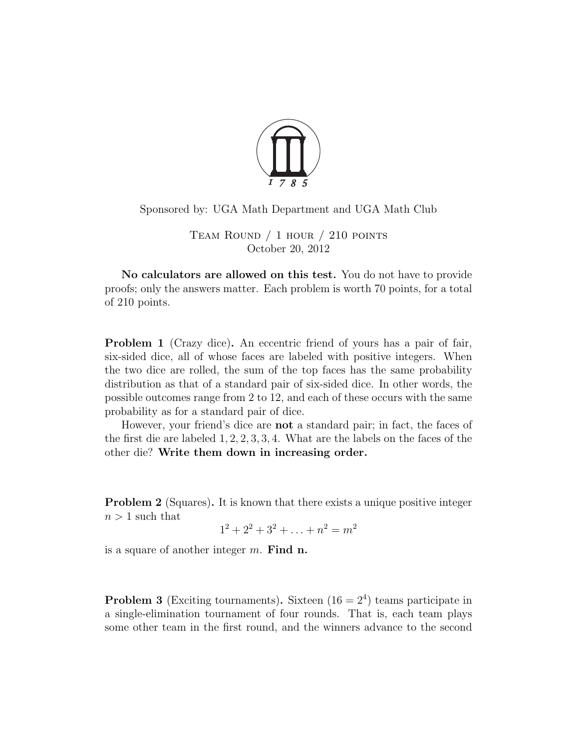Sponsored by: UGA Math Department and UGA Math Club

Team Round / 1 hour / 210 points
October 20, 2012

**No calculators are allowed on this test.** You do not have to provide proofs; only the answers matter. Each problem is worth 70 points, for a total of 210 points.

**Problem 1** (Crazy dice)**.** An eccentric friend of yours has a pair of fair, six-sided dice, all of whose faces are labeled with positive integers. When the two dice are rolled, the sum of the top faces has the same probability distribution as that of a standard pair of six-sided dice. In other words, the possible outcomes range from 2 to 12, and each of these occurs with the same probability as for a standard pair of dice.

However, your friend's dice are **not** a standard pair; in fact, the faces of the first die are labeled $1, 2, 2, 3, 3, 4$. What are the labels on the faces of the other die? **Write them down in increasing order.**

**Problem 2** (Squares)**.** It is known that there exists a unique positive integer $n > 1$ such that

$$1^2 + 2^2 + 3^2 + \ldots + n^2 = m^2$$

is a square of another integer $m$. **Find n.**

**Problem 3** (Exciting tournaments)**.** Sixteen ($16 = 2^4$) teams participate in a single-elimination tournament of four rounds. That is, each team plays some other team in the first round, and the winners advance to the second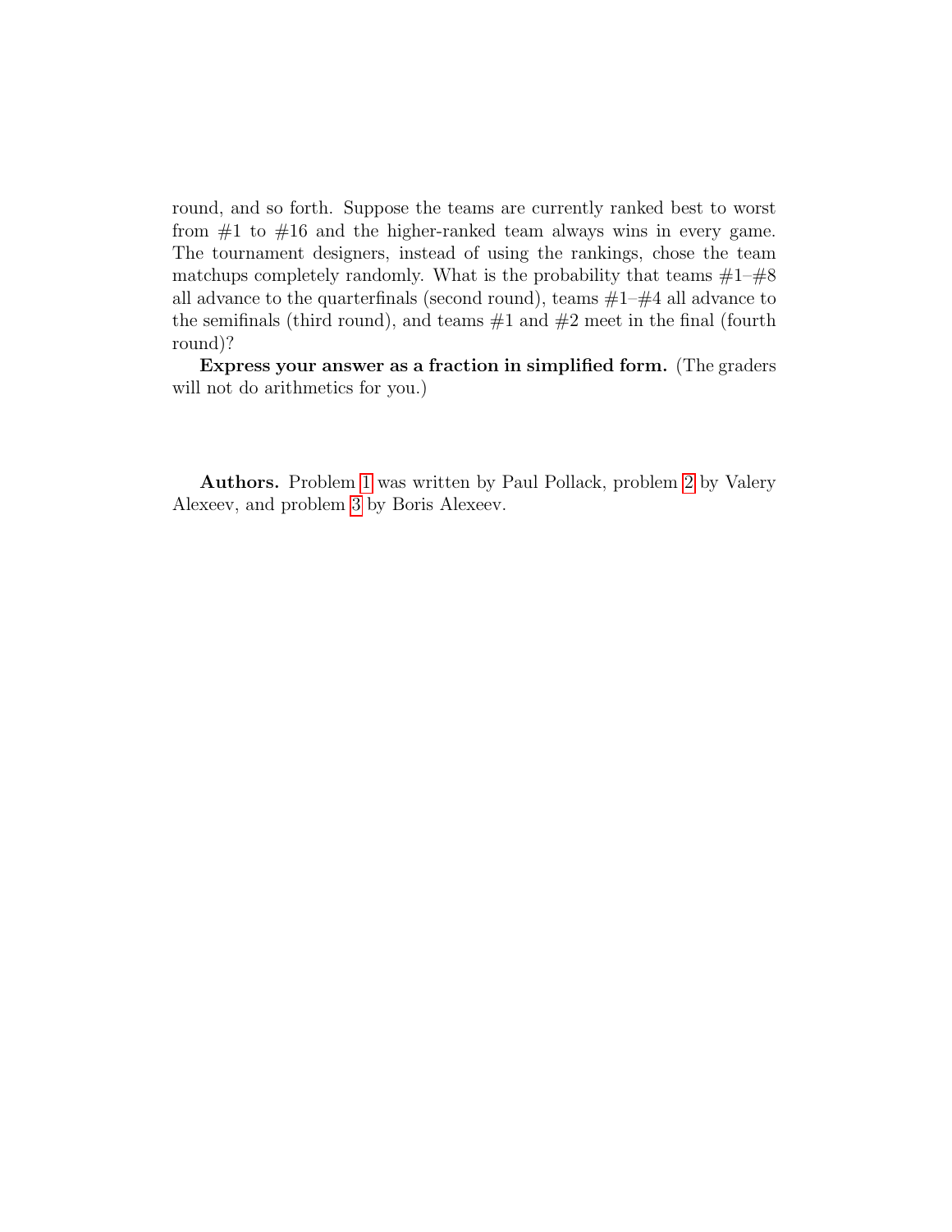round, and so forth. Suppose the teams are currently ranked best to worst from #1 to #16 and the higher-ranked team always wins in every game. The tournament designers, instead of using the rankings, chose the team matchups completely randomly. What is the probability that teams #1–#8 all advance to the quarterfinals (second round), teams #1–#4 all advance to the semifinals (third round), and teams #1 and #2 meet in the final (fourth round)?

**Express your answer as a fraction in simplified form.** (The graders will not do arithmetics for you.)

**Authors.** Problem 1 was written by Paul Pollack, problem 2 by Valery Alexeev, and problem 3 by Boris Alexeev.